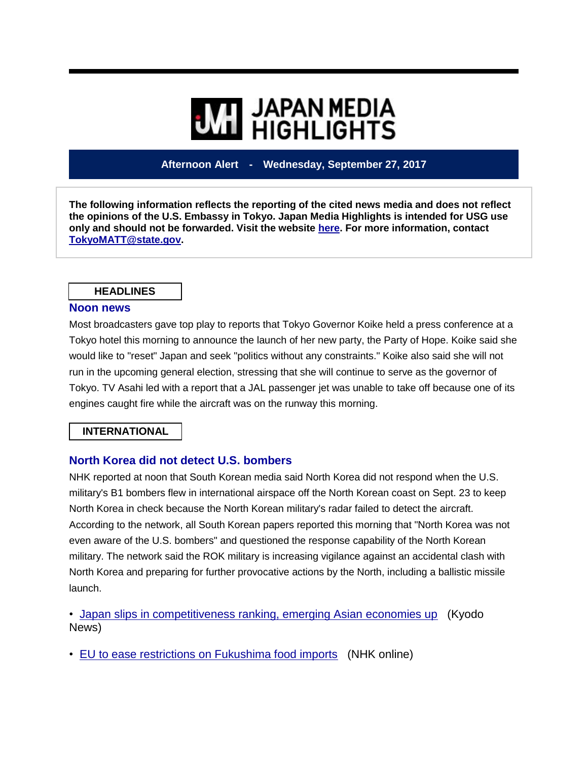# JAPAN MEDIA HIGHLIGHTS

**Afternoon Alert - Wednesday, September 27, 2017**

**The following information reflects the reporting of the cited news media and does not reflect the opinions of the U.S. Embassy in Tokyo. Japan Media Highlights is intended for USG use only and should not be forwarded. Visit the website here. For more information, contact TokyoMATT@state.gov.**

## HEADLINES

### Noon news

Most broadcasters gave top play to reports that Tokyo Governor Koike held a press conference at a Tokyo hotel this morning to announce the launch of her new party, the Party of Hope. Koike said she would like to "reset" Japan and seek "politics without any constraints." Koike also said she will not run in the upcoming general election, stressing that she will continue to serve as the governor of Tokyo. TV Asahi led with a report that a JAL passenger jet was unable to take off because one of its engines caught fire while the aircraft was on the runway this morning.

## INTERNATIONAL

### North Korea did not detect U.S. bombers

NHK reported at noon that South Korean media said North Korea did not respond when the U.S. military's B1 bombers flew in international airspace off the North Korean coast on Sept. 23 to keep North Korea in check because the North Korean military's radar failed to detect the aircraft. According to the network, all South Korean papers reported this morning that "North Korea was not even aware of the U.S. bombers" and questioned the response capability of the North Korean military. The network said the ROK military is increasing vigilance against an accidental clash with North Korea and preparing for further provocative actions by the North, including a ballistic missile launch.

- Japan slips in competitiveness ranking, emerging Asian economies up (Kyodo News)
- EU to ease restrictions on Fukushima food imports (NHK online)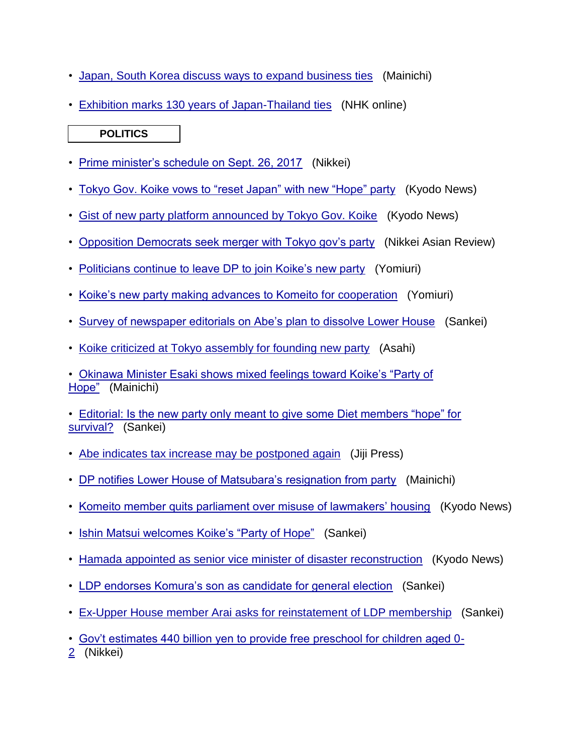- Japan, South Korea discuss ways to expand business ties (Mainichi)
- Exhibition marks 130 years of Japan-Thailand ties (NHK online)

## POLITICS

- Prime minister's schedule on Sept. 26, 2017 (Nikkei)
- Tokyo Gov. Koike vows to "reset Japan" with new "Hope" party (Kyodo News)
- Gist of new party platform announced by Tokyo Gov. Koike (Kyodo News)
- Opposition Democrats seek merger with Tokyo gov's party (Nikkei Asian Review)
- Politicians continue to leave DP to join Koike's new party (Yomiuri)
- Koike's new party making advances to Komeito for cooperation (Yomiuri)
- Survey of newspaper editorials on Abe's plan to dissolve Lower House (Sankei)
- Koike criticized at Tokyo assembly for founding new party (Asahi)
- Okinawa Minister Esaki shows mixed feelings toward Koike's "Party of Hope" (Mainichi)
- Editorial: Is the new party only meant to give some Diet members "hope" for survival? (Sankei)
- Abe indicates tax increase may be postponed again (Jiji Press)
- DP notifies Lower House of Matsubara's resignation from party (Mainichi)
- Komeito member quits parliament over misuse of lawmakers' housing (Kyodo News)
- Ishin Matsui welcomes Koike's "Party of Hope" (Sankei)
- Hamada appointed as senior vice minister of disaster reconstruction (Kyodo News)
- LDP endorses Komura's son as candidate for general election (Sankei)
- Ex-Upper House member Arai asks for reinstatement of LDP membership (Sankei)
- Gov't estimates 440 billion yen to provide free preschool for children aged 0-2 (Nikkei)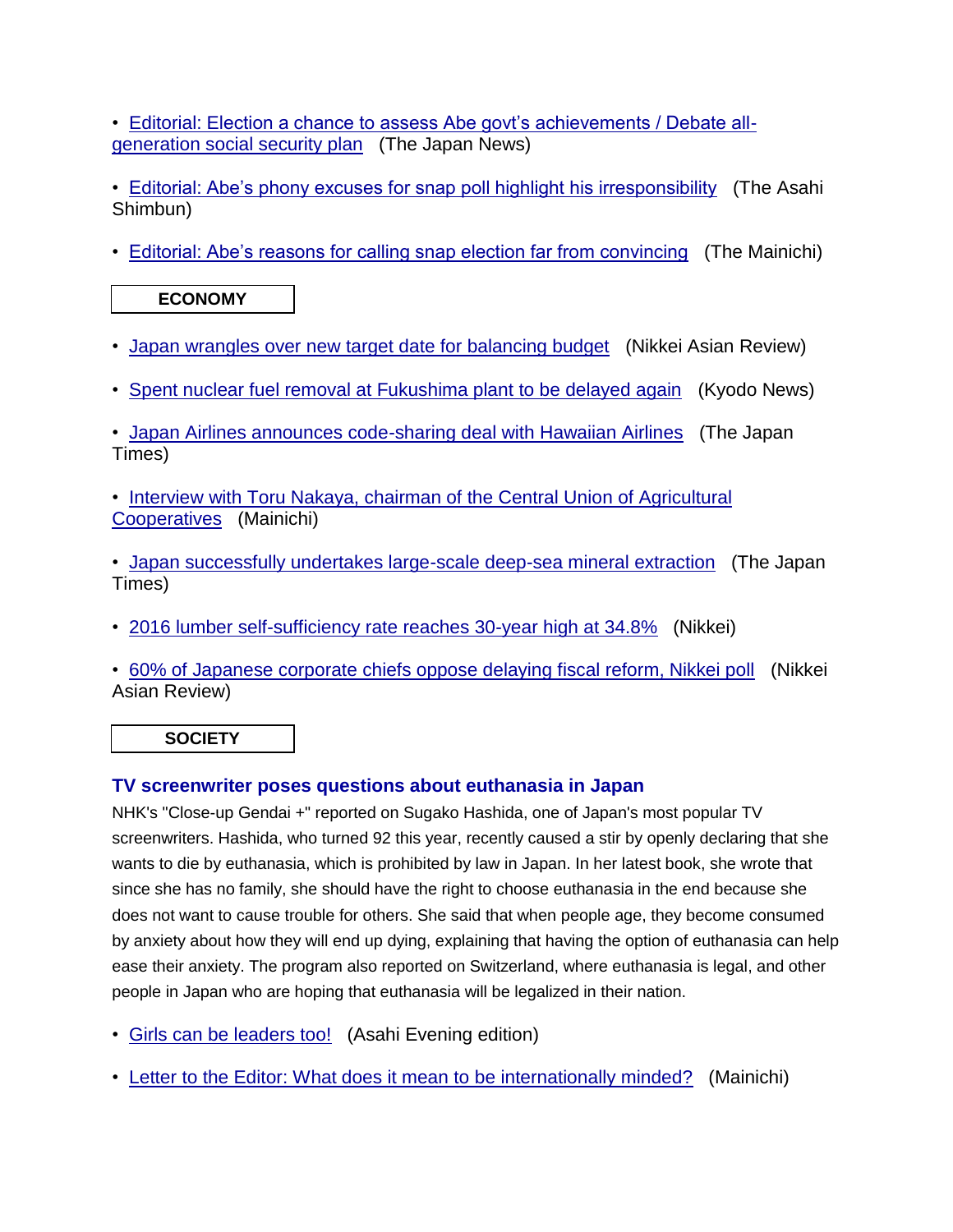- Editorial: Election a chance to assess Abe govt's achievements / Debate all-generation social security plan (The Japan News)

- Editorial: Abe's phony excuses for snap poll highlight his irresponsibility (The Asahi Shimbun)

- Editorial: Abe's reasons for calling snap election far from convincing (The Mainichi)

## ECONOMY

- Japan wrangles over new target date for balancing budget (Nikkei Asian Review)

- Spent nuclear fuel removal at Fukushima plant to be delayed again (Kyodo News)

- Japan Airlines announces code-sharing deal with Hawaiian Airlines (The Japan Times)

- Interview with Toru Nakaya, chairman of the Central Union of Agricultural Cooperatives (Mainichi)

- Japan successfully undertakes large-scale deep-sea mineral extraction (The Japan Times)

- 2016 lumber self-sufficiency rate reaches 30-year high at 34.8% (Nikkei)

- 60% of Japanese corporate chiefs oppose delaying fiscal reform, Nikkei poll (Nikkei Asian Review)

## SOCIETY

### TV screenwriter poses questions about euthanasia in Japan

NHK's "Close-up Gendai +" reported on Sugako Hashida, one of Japan's most popular TV screenwriters. Hashida, who turned 92 this year, recently caused a stir by openly declaring that she wants to die by euthanasia, which is prohibited by law in Japan. In her latest book, she wrote that since she has no family, she should have the right to choose euthanasia in the end because she does not want to cause trouble for others. She said that when people age, they become consumed by anxiety about how they will end up dying, explaining that having the option of euthanasia can help ease their anxiety. The program also reported on Switzerland, where euthanasia is legal, and other people in Japan who are hoping that euthanasia will be legalized in their nation.

- Girls can be leaders too! (Asahi Evening edition)

- Letter to the Editor: What does it mean to be internationally minded? (Mainichi)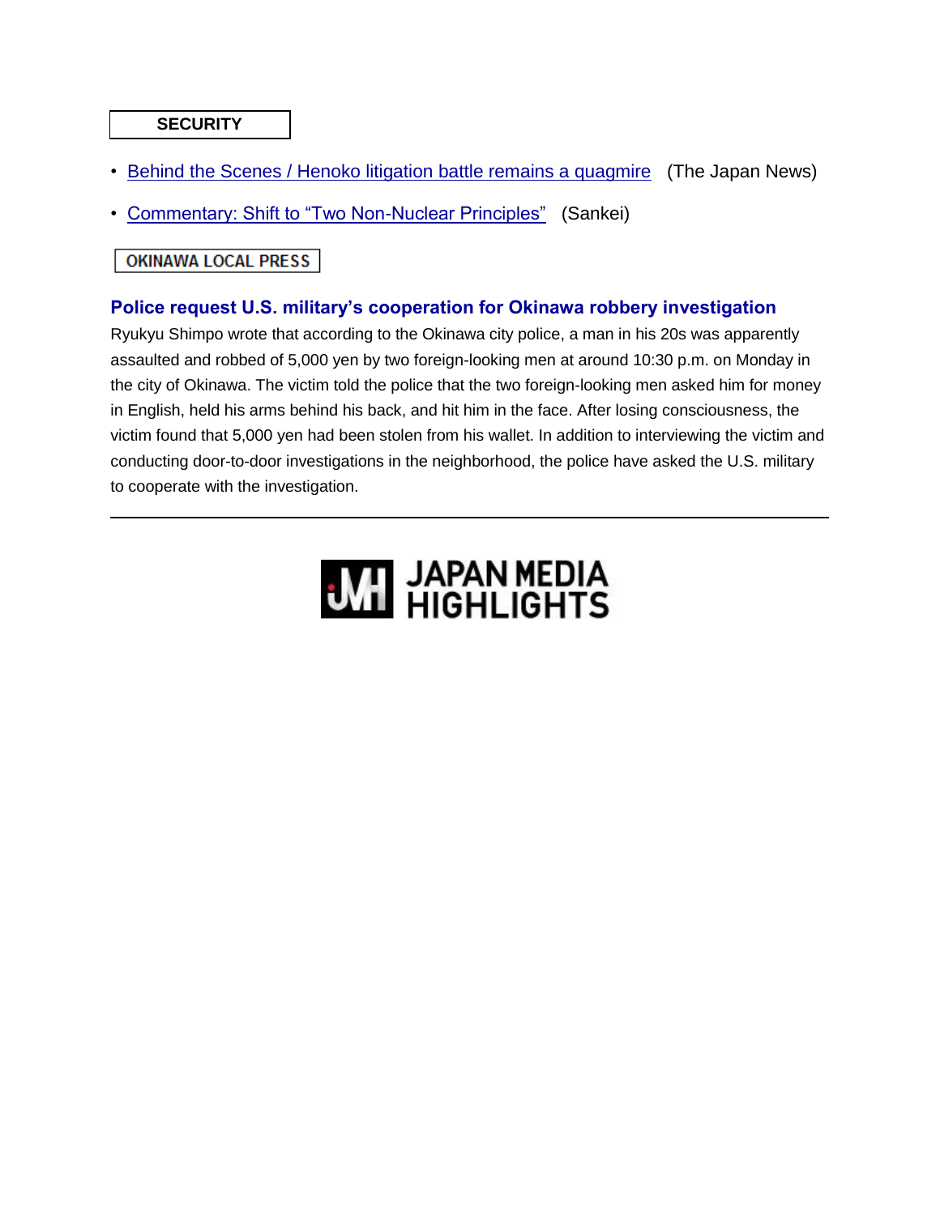**SECURITY**

- Behind the Scenes / Henoko litigation battle remains a quagmire (The Japan News)
- Commentary: Shift to "Two Non-Nuclear Principles" (Sankei)

**OKINAWA LOCAL PRESS**

### Police request U.S. military's cooperation for Okinawa robbery investigation

Ryukyu Shimpo wrote that according to the Okinawa city police, a man in his 20s was apparently assaulted and robbed of 5,000 yen by two foreign-looking men at around 10:30 p.m. on Monday in the city of Okinawa. The victim told the police that the two foreign-looking men asked him for money in English, held his arms behind his back, and hit him in the face. After losing consciousness, the victim found that 5,000 yen had been stolen from his wallet. In addition to interviewing the victim and conducting door-to-door investigations in the neighborhood, the police have asked the U.S. military to cooperate with the investigation.

---

JAPAN MEDIA HIGHLIGHTS